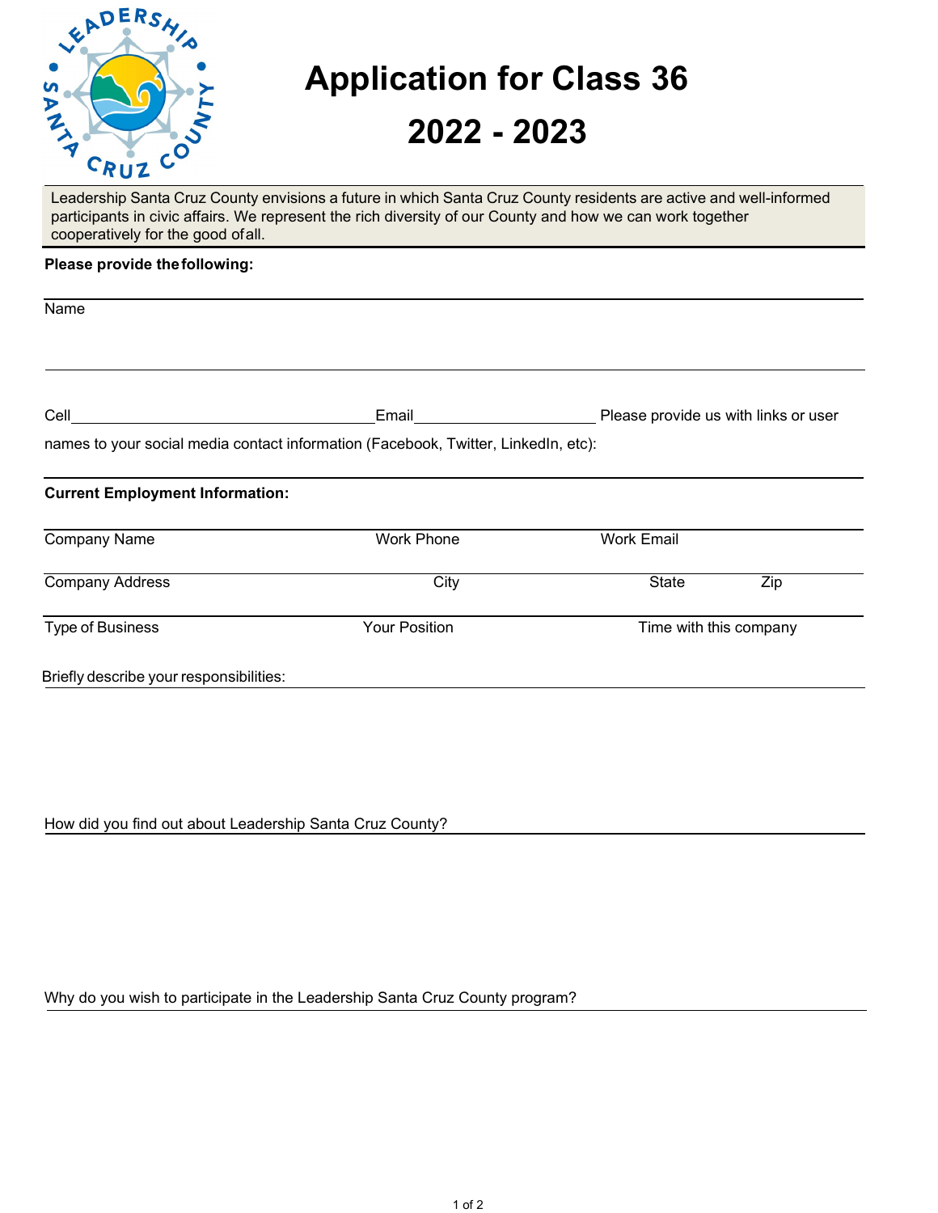# Application for Class 36

# 2022 - 2023

Leadership Santa Cruz County envisions a future in which Santa Cruz County residents are active and well-informed participants in civic affairs. We represent the rich diversity of our County and how we can work together cooperatively for the good of all.

**Please provide the following:**

Name

Cell ______________________ Email ______________________ Please provide us with links or user names to your social media contact information (Facebook, Twitter, LinkedIn, etc):

**Current Employment Information:**

Company Name | Work Phone | Work Email

Company Address | City | State | Zip

Type of Business | Your Position | Time with this company

Briefly describe your responsibilities:

How did you find out about Leadership Santa Cruz County?

Why do you wish to participate in the Leadership Santa Cruz County program?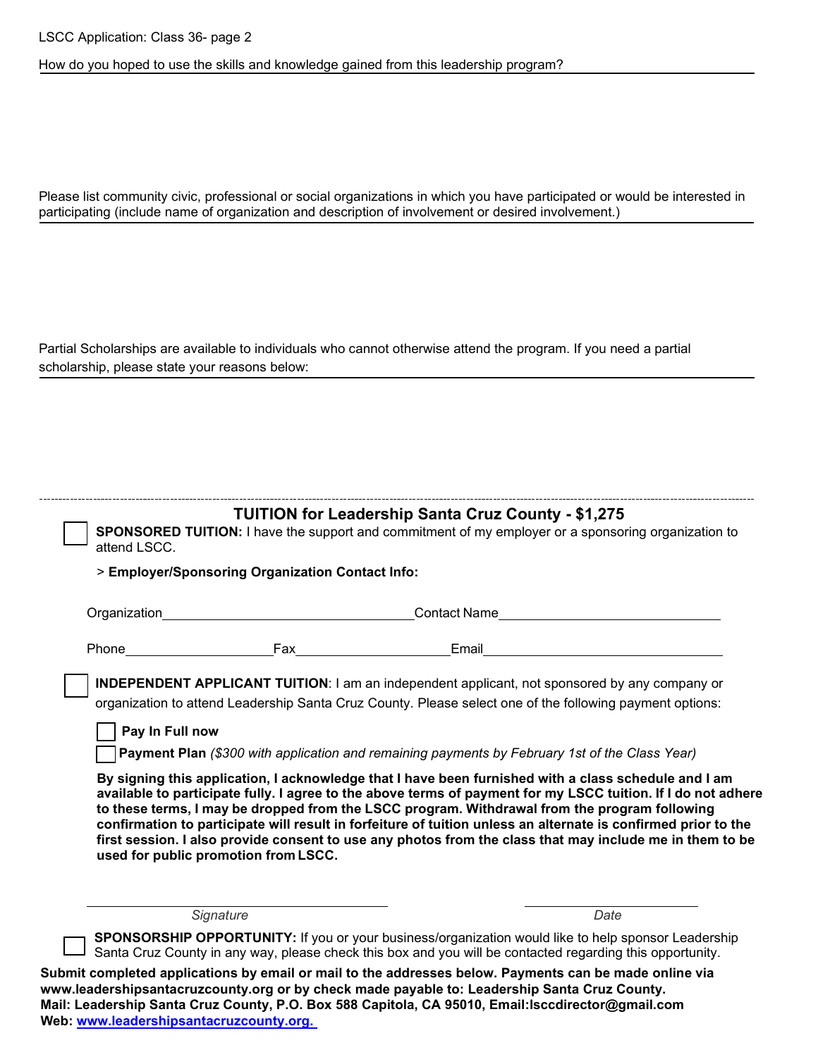LSCC Application: Class 36- page 2

How do you hoped to use the skills and knowledge gained from this leadership program?

Please list community civic, professional or social organizations in which you have participated or would be interested in participating (include name of organization and description of involvement or desired involvement.)

Partial Scholarships are available to individuals who cannot otherwise attend the program. If you need a partial scholarship, please state your reasons below:

---

## TUITION for Leadership Santa Cruz County - $1,275

☐ **SPONSORED TUITION:** I have the support and commitment of my employer or a sponsoring organization to attend LSCC.

> **Employer/Sponsoring Organization Contact Info:**

Organization\_\_\_\_\_\_\_\_\_\_\_\_\_\_\_\_\_\_\_\_\_\_\_\_\_\_\_\_ Contact Name\_\_\_\_\_\_\_\_\_\_\_\_\_\_\_\_\_\_\_\_\_\_\_\_\_\_\_\_

Phone\_\_\_\_\_\_\_\_\_\_\_\_\_\_\_\_ Fax\_\_\_\_\_\_\_\_\_\_\_\_\_\_\_\_ Email\_\_\_\_\_\_\_\_\_\_\_\_\_\_\_\_\_\_\_\_\_\_\_\_\_\_\_\_

☐ **INDEPENDENT APPLICANT TUITION**: I am an independent applicant, not sponsored by any company or organization to attend Leadership Santa Cruz County. Please select one of the following payment options:

☐ **Pay In Full now**

☐ **Payment Plan** *($300 with application and remaining payments by February 1st of the Class Year)*

**By signing this application, I acknowledge that I have been furnished with a class schedule and I am available to participate fully. I agree to the above terms of payment for my LSCC tuition. If I do not adhere to these terms, I may be dropped from the LSCC program. Withdrawal from the program following confirmation to participate will result in forfeiture of tuition unless an alternate is confirmed prior to the first session. I also provide consent to use any photos from the class that may include me in them to be used for public promotion from LSCC.**

\_\_\_\_\_\_\_\_\_\_\_\_\_\_\_\_\_\_\_\_\_\_\_\_\_\_\_\_ \_\_\_\_\_\_\_\_\_\_\_\_\_\_\_\_

*Signature* *Date*

☐ **SPONSORSHIP OPPORTUNITY:** If you or your business/organization would like to help sponsor Leadership Santa Cruz County in any way, please check this box and you will be contacted regarding this opportunity.

**Submit completed applications by email or mail to the addresses below. Payments can be made online via www.leadershipsantacruzcounty.org or by check made payable to: Leadership Santa Cruz County.**
**Mail: Leadership Santa Cruz County, P.O. Box 588 Capitola, CA 95010, Email:lsccdirector@gmail.com**
**Web: [www.leadershipsantacruzcounty.org.](www.leadershipsantacruzcounty.org)**